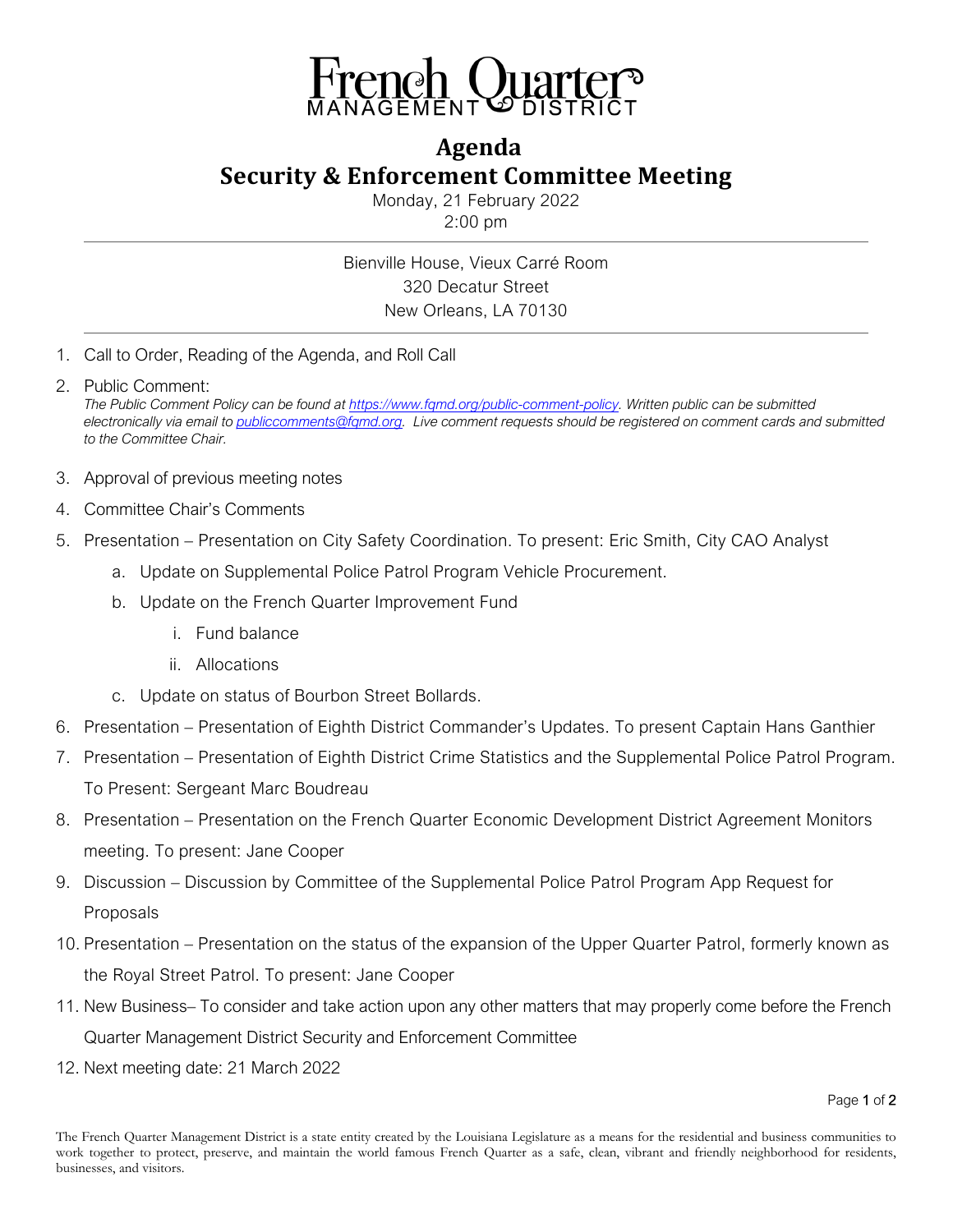# French Quarter Management District

## Agenda
## Security & Enforcement Committee Meeting

Monday, 21 February 2022
2:00 pm

---

Bienville House, Vieux Carré Room
320 Decatur Street
New Orleans, LA 70130

---

1. Call to Order, Reading of the Agenda, and Roll Call
2. Public Comment:
   *The Public Comment Policy can be found at https://www.fqmd.org/public-comment-policy. Written public can be submitted electronically via email to publiccomments@fqmd.org. Live comment requests should be registered on comment cards and submitted to the Committee Chair.*
3. Approval of previous meeting notes
4. Committee Chair's Comments
5. Presentation – Presentation on City Safety Coordination. To present: Eric Smith, City CAO Analyst
   a. Update on Supplemental Police Patrol Program Vehicle Procurement.
   b. Update on the French Quarter Improvement Fund
      i. Fund balance
      ii. Allocations
   c. Update on status of Bourbon Street Bollards.
6. Presentation – Presentation of Eighth District Commander's Updates. To present Captain Hans Ganthier
7. Presentation – Presentation of Eighth District Crime Statistics and the Supplemental Police Patrol Program. To Present: Sergeant Marc Boudreau
8. Presentation – Presentation on the French Quarter Economic Development District Agreement Monitors meeting. To present: Jane Cooper
9. Discussion – Discussion by Committee of the Supplemental Police Patrol Program App Request for Proposals
10. Presentation – Presentation on the status of the expansion of the Upper Quarter Patrol, formerly known as the Royal Street Patrol. To present: Jane Cooper
11. New Business– To consider and take action upon any other matters that may properly come before the French Quarter Management District Security and Enforcement Committee
12. Next meeting date: 21 March 2022

The French Quarter Management District is a state entity created by the Louisiana Legislature as a means for the residential and business communities to work together to protect, preserve, and maintain the world famous French Quarter as a safe, clean, vibrant and friendly neighborhood for residents, businesses, and visitors.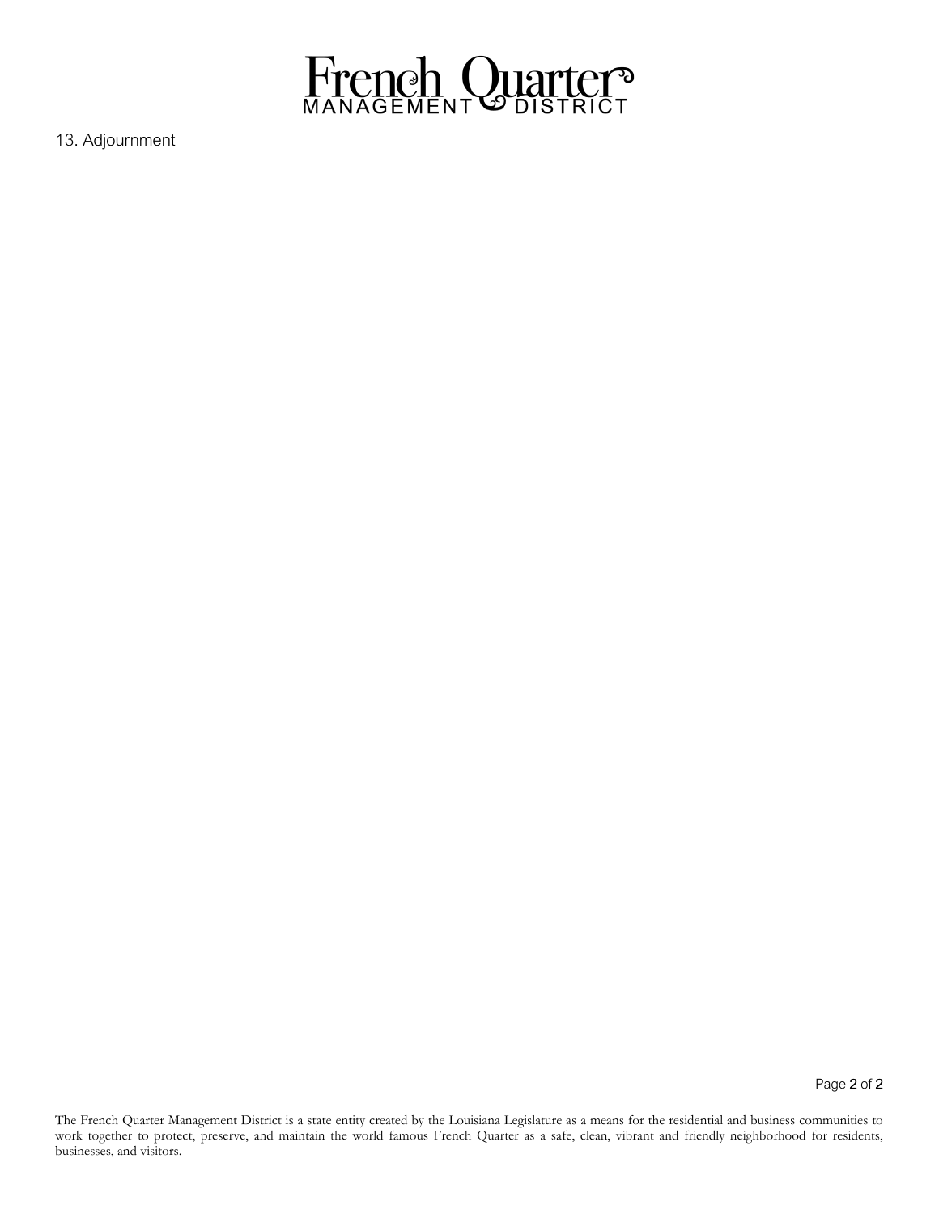13. Adjournment